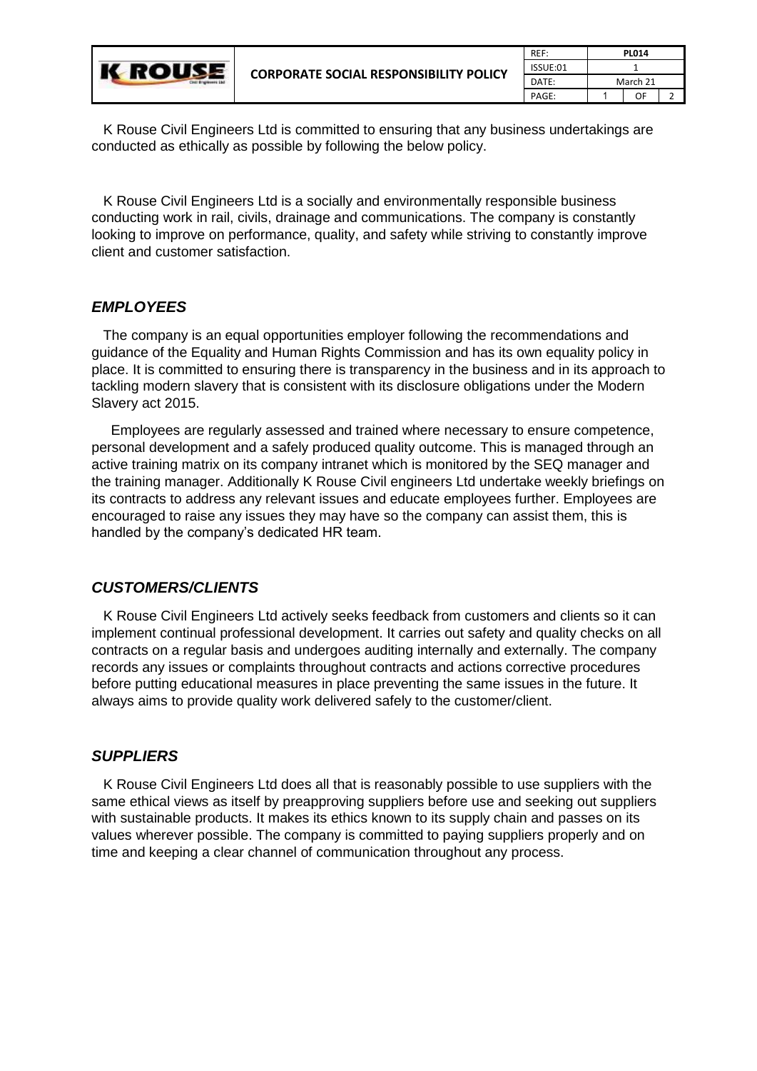K Rouse Civil Engineers Ltd is committed to ensuring that any business undertakings are conducted as ethically as possible by following the below policy.

K Rouse Civil Engineers Ltd is a socially and environmentally responsible business conducting work in rail, civils, drainage and communications. The company is constantly looking to improve on performance, quality, and safety while striving to constantly improve client and customer satisfaction.

## *EMPLOYEES*

The company is an equal opportunities employer following the recommendations and guidance of the Equality and Human Rights Commission and has its own equality policy in place. It is committed to ensuring there is transparency in the business and in its approach to tackling modern slavery that is consistent with its disclosure obligations under the Modern Slavery act 2015.

Employees are regularly assessed and trained where necessary to ensure competence, personal development and a safely produced quality outcome. This is managed through an active training matrix on its company intranet which is monitored by the SEQ manager and the training manager. Additionally K Rouse Civil engineers Ltd undertake weekly briefings on its contracts to address any relevant issues and educate employees further. Employees are encouraged to raise any issues they may have so the company can assist them, this is handled by the company's dedicated HR team.

## *CUSTOMERS/CLIENTS*

K Rouse Civil Engineers Ltd actively seeks feedback from customers and clients so it can implement continual professional development. It carries out safety and quality checks on all contracts on a regular basis and undergoes auditing internally and externally. The company records any issues or complaints throughout contracts and actions corrective procedures before putting educational measures in place preventing the same issues in the future. It always aims to provide quality work delivered safely to the customer/client.

## *SUPPLIERS*

K Rouse Civil Engineers Ltd does all that is reasonably possible to use suppliers with the same ethical views as itself by preapproving suppliers before use and seeking out suppliers with sustainable products. It makes its ethics known to its supply chain and passes on its values wherever possible. The company is committed to paying suppliers properly and on time and keeping a clear channel of communication throughout any process.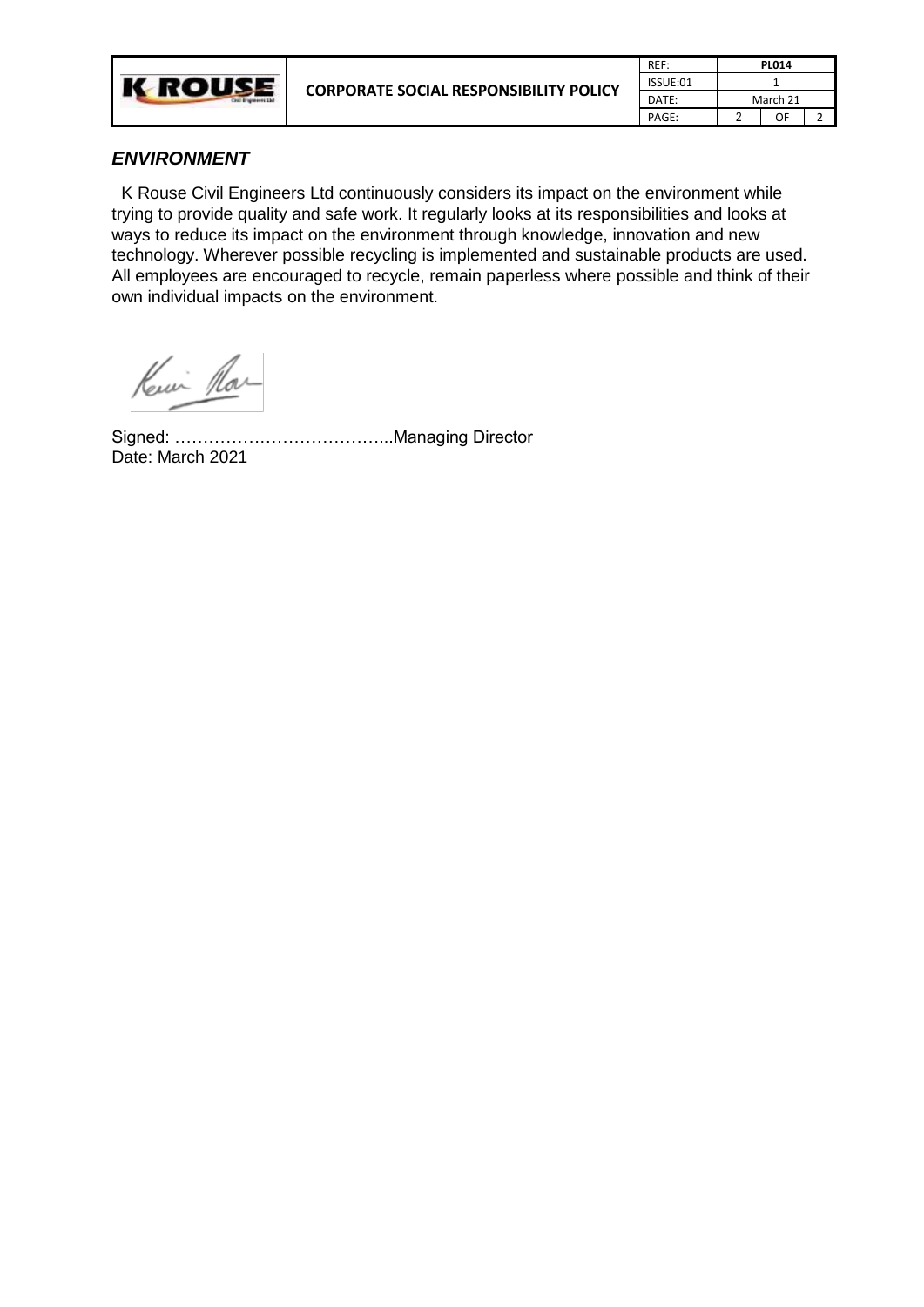## *ENVIRONMENT*

K Rouse Civil Engineers Ltd continuously considers its impact on the environment while trying to provide quality and safe work. It regularly looks at its responsibilities and looks at ways to reduce its impact on the environment through knowledge, innovation and new technology. Wherever possible recycling is implemented and sustainable products are used. All employees are encouraged to recycle, remain paperless where possible and think of their own individual impacts on the environment.

Signed: ………………………………..Managing Director
Date: March 2021